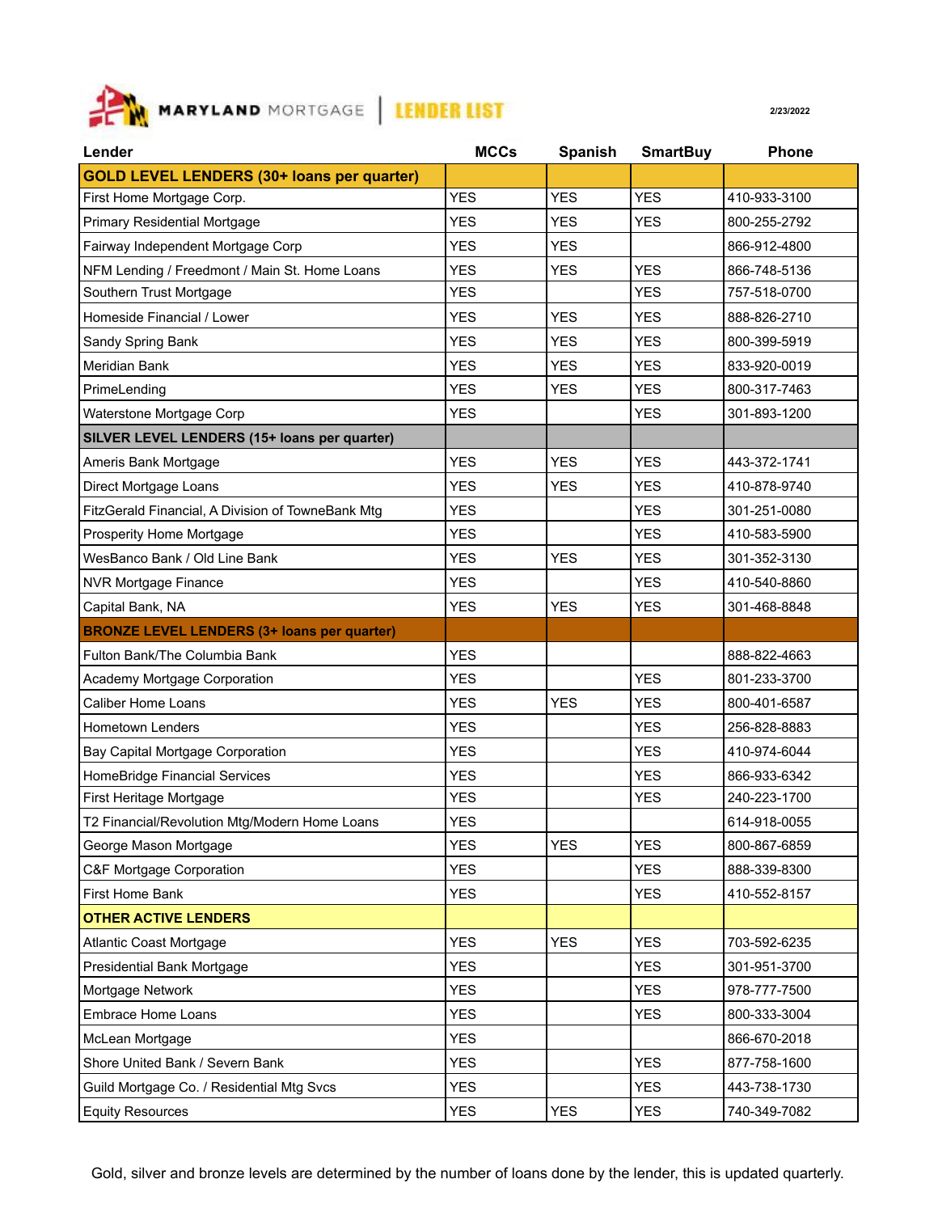# MARYLAND MORTGAGE | LENDER LIST

2/23/2022

| Lender | MCCs | Spanish | SmartBuy | Phone |
|---|---|---|---|---|
| **GOLD LEVEL LENDERS (30+ loans per quarter)** | | | | |
| First Home Mortgage Corp. | YES | YES | YES | 410-933-3100 |
| Primary Residential Mortgage | YES | YES | YES | 800-255-2792 |
| Fairway Independent Mortgage Corp | YES | YES | | 866-912-4800 |
| NFM Lending / Freedmont / Main St. Home Loans | YES | YES | YES | 866-748-5136 |
| Southern Trust Mortgage | YES | | YES | 757-518-0700 |
| Homeside Financial / Lower | YES | YES | YES | 888-826-2710 |
| Sandy Spring Bank | YES | YES | YES | 800-399-5919 |
| Meridian Bank | YES | YES | YES | 833-920-0019 |
| PrimeLending | YES | YES | YES | 800-317-7463 |
| Waterstone Mortgage Corp | YES | | YES | 301-893-1200 |
| **SILVER LEVEL LENDERS (15+ loans per quarter)** | | | | |
| Ameris Bank Mortgage | YES | YES | YES | 443-372-1741 |
| Direct Mortgage Loans | YES | YES | YES | 410-878-9740 |
| FitzGerald Financial, A Division of TowneBank Mtg | YES | | YES | 301-251-0080 |
| Prosperity Home Mortgage | YES | | YES | 410-583-5900 |
| WesBanco Bank / Old Line Bank | YES | YES | YES | 301-352-3130 |
| NVR Mortgage Finance | YES | | YES | 410-540-8860 |
| Capital Bank, NA | YES | YES | YES | 301-468-8848 |
| **BRONZE LEVEL LENDERS (3+ loans per quarter)** | | | | |
| Fulton Bank/The Columbia Bank | YES | | | 888-822-4663 |
| Academy Mortgage Corporation | YES | | YES | 801-233-3700 |
| Caliber Home Loans | YES | YES | YES | 800-401-6587 |
| Hometown Lenders | YES | | YES | 256-828-8883 |
| Bay Capital Mortgage Corporation | YES | | YES | 410-974-6044 |
| HomeBridge Financial Services | YES | | YES | 866-933-6342 |
| First Heritage Mortgage | YES | | YES | 240-223-1700 |
| T2 Financial/Revolution Mtg/Modern Home Loans | YES | | | 614-918-0055 |
| George Mason Mortgage | YES | YES | YES | 800-867-6859 |
| C&F Mortgage Corporation | YES | | YES | 888-339-8300 |
| First Home Bank | YES | | YES | 410-552-8157 |
| **OTHER ACTIVE LENDERS** | | | | |
| Atlantic Coast Mortgage | YES | YES | YES | 703-592-6235 |
| Presidential Bank Mortgage | YES | | YES | 301-951-3700 |
| Mortgage Network | YES | | YES | 978-777-7500 |
| Embrace Home Loans | YES | | YES | 800-333-3004 |
| McLean Mortgage | YES | | | 866-670-2018 |
| Shore United Bank / Severn Bank | YES | | YES | 877-758-1600 |
| Guild Mortgage Co. / Residential Mtg Svcs | YES | | YES | 443-738-1730 |
| Equity Resources | YES | YES | YES | 740-349-7082 |

Gold, silver and bronze levels are determined by the number of loans done by the lender, this is updated quarterly.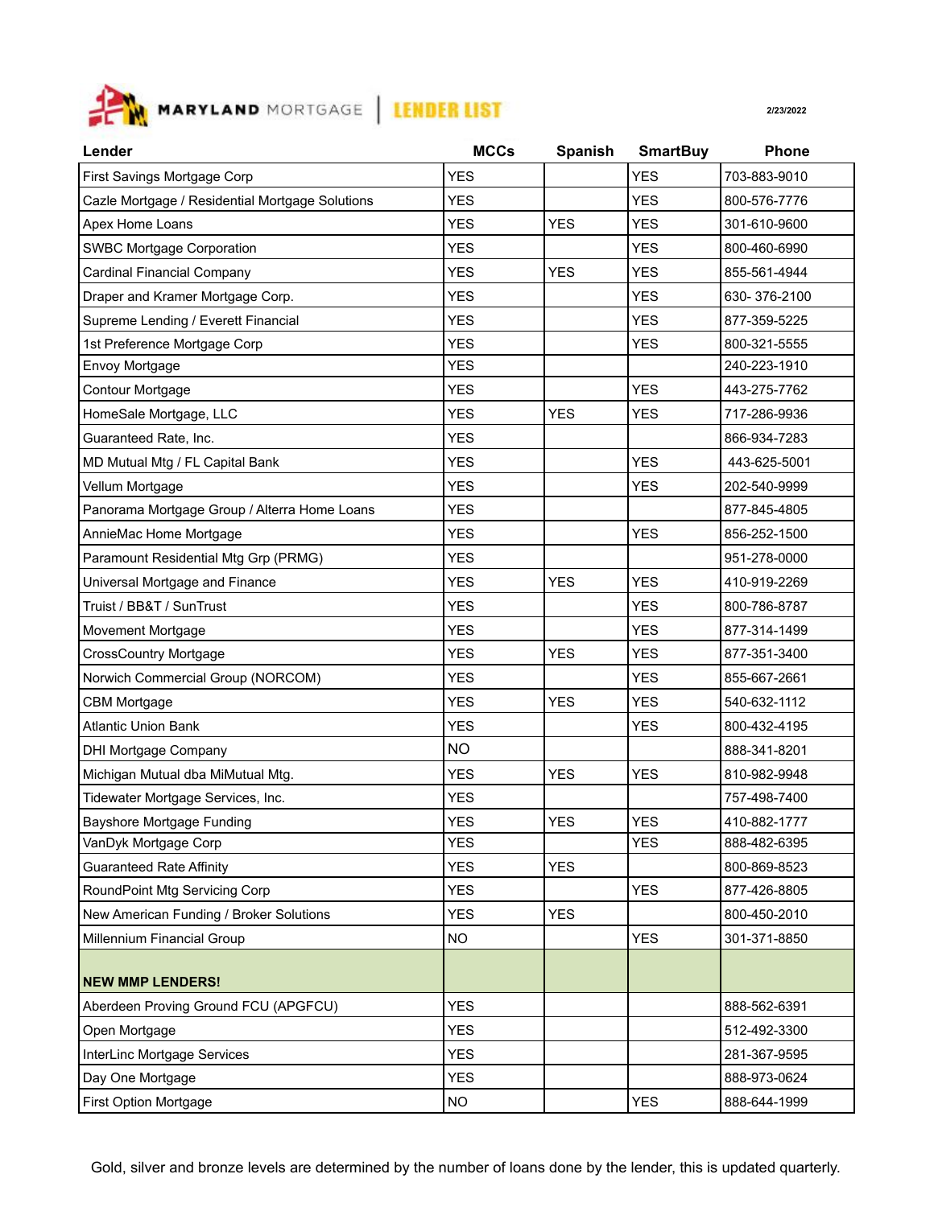# MARYLAND MORTGAGE | LENDER LIST

2/23/2022

| Lender | MCCs | Spanish | SmartBuy | Phone |
|---|---|---|---|---|
| First Savings Mortgage Corp | YES | | YES | 703-883-9010 |
| Cazle Mortgage / Residential Mortgage Solutions | YES | | YES | 800-576-7776 |
| Apex Home Loans | YES | YES | YES | 301-610-9600 |
| SWBC Mortgage Corporation | YES | | YES | 800-460-6990 |
| Cardinal Financial Company | YES | YES | YES | 855-561-4944 |
| Draper and Kramer Mortgage Corp. | YES | | YES | 630- 376-2100 |
| Supreme Lending / Everett Financial | YES | | YES | 877-359-5225 |
| 1st Preference Mortgage Corp | YES | | YES | 800-321-5555 |
| Envoy Mortgage | YES | | | 240-223-1910 |
| Contour Mortgage | YES | | YES | 443-275-7762 |
| HomeSale Mortgage, LLC | YES | YES | YES | 717-286-9936 |
| Guaranteed Rate, Inc. | YES | | | 866-934-7283 |
| MD Mutual Mtg / FL Capital Bank | YES | | YES | 443-625-5001 |
| Vellum Mortgage | YES | | YES | 202-540-9999 |
| Panorama Mortgage Group / Alterra Home Loans | YES | | | 877-845-4805 |
| AnnieMac Home Mortgage | YES | | YES | 856-252-1500 |
| Paramount Residential Mtg Grp (PRMG) | YES | | | 951-278-0000 |
| Universal Mortgage and Finance | YES | YES | YES | 410-919-2269 |
| Truist / BB&T / SunTrust | YES | | YES | 800-786-8787 |
| Movement Mortgage | YES | | YES | 877-314-1499 |
| CrossCountry Mortgage | YES | YES | YES | 877-351-3400 |
| Norwich Commercial Group (NORCOM) | YES | | YES | 855-667-2661 |
| CBM Mortgage | YES | YES | YES | 540-632-1112 |
| Atlantic Union Bank | YES | | YES | 800-432-4195 |
| DHI Mortgage Company | NO | | | 888-341-8201 |
| Michigan Mutual dba MiMutual Mtg. | YES | YES | YES | 810-982-9948 |
| Tidewater Mortgage Services, Inc. | YES | | | 757-498-7400 |
| Bayshore Mortgage Funding | YES | YES | YES | 410-882-1777 |
| VanDyk Mortgage Corp | YES | | YES | 888-482-6395 |
| Guaranteed Rate Affinity | YES | YES | | 800-869-8523 |
| RoundPoint Mtg Servicing Corp | YES | | YES | 877-426-8805 |
| New American Funding / Broker Solutions | YES | YES | | 800-450-2010 |
| Millennium Financial Group | NO | | YES | 301-371-8850 |
| **NEW MMP LENDERS!** | | | | |
| Aberdeen Proving Ground FCU (APGFCU) | YES | | | 888-562-6391 |
| Open Mortgage | YES | | | 512-492-3300 |
| InterLinc Mortgage Services | YES | | | 281-367-9595 |
| Day One Mortgage | YES | | | 888-973-0624 |
| First Option Mortgage | NO | | YES | 888-644-1999 |

Gold, silver and bronze levels are determined by the number of loans done by the lender, this is updated quarterly.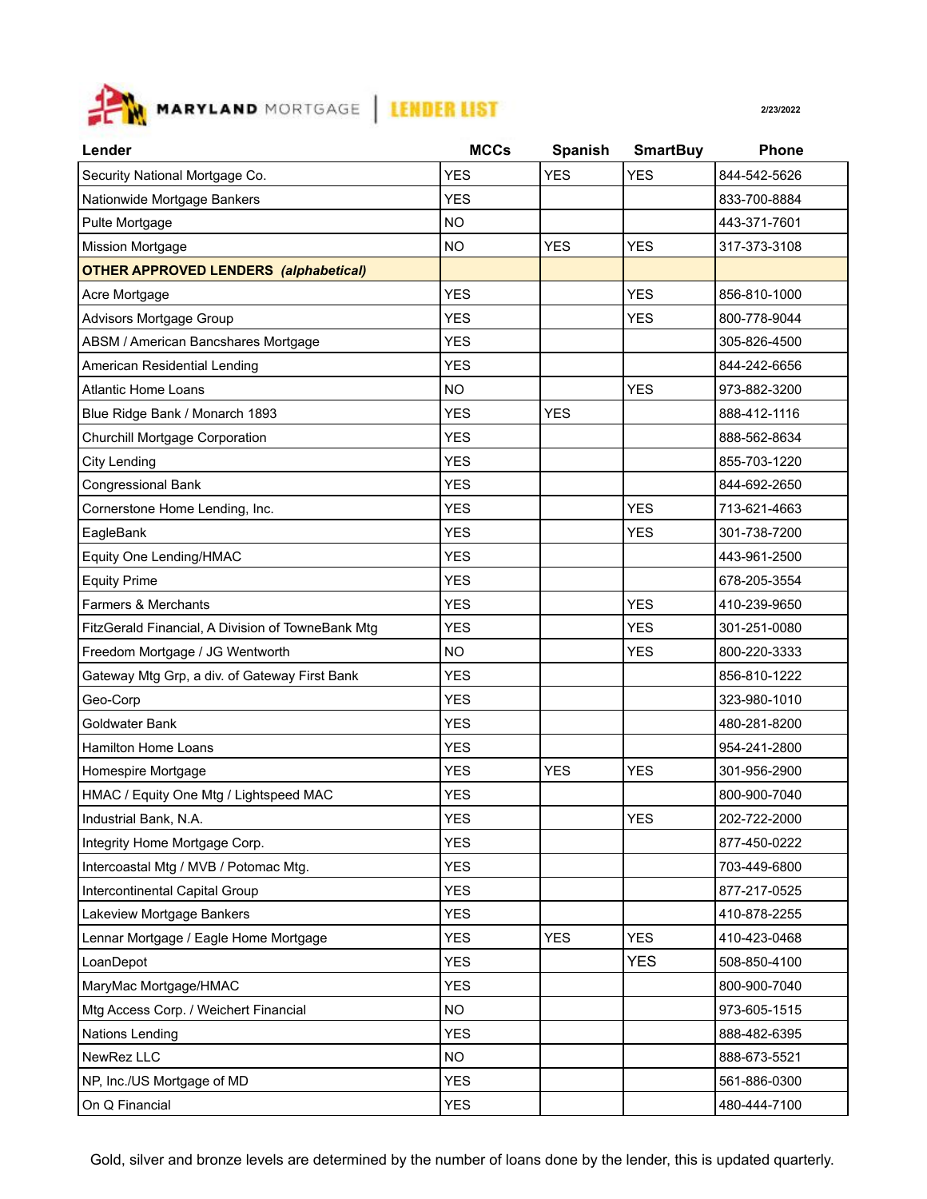MARYLAND MORTGAGE | LENDER LIST

2/23/2022

| Lender | MCCs | Spanish | SmartBuy | Phone |
|---|---|---|---|---|
| Security National Mortgage Co. | YES | YES | YES | 844-542-5626 |
| Nationwide Mortgage Bankers | YES | | | 833-700-8884 |
| Pulte Mortgage | NO | | | 443-371-7601 |
| Mission Mortgage | NO | YES | YES | 317-373-3108 |
| **OTHER APPROVED LENDERS *(alphabetical)*** | | | | |
| Acre Mortgage | YES | | YES | 856-810-1000 |
| Advisors Mortgage Group | YES | | YES | 800-778-9044 |
| ABSM / American Bancshares Mortgage | YES | | | 305-826-4500 |
| American Residential Lending | YES | | | 844-242-6656 |
| Atlantic Home Loans | NO | | YES | 973-882-3200 |
| Blue Ridge Bank / Monarch 1893 | YES | YES | | 888-412-1116 |
| Churchill Mortgage Corporation | YES | | | 888-562-8634 |
| City Lending | YES | | | 855-703-1220 |
| Congressional Bank | YES | | | 844-692-2650 |
| Cornerstone Home Lending, Inc. | YES | | YES | 713-621-4663 |
| EagleBank | YES | | YES | 301-738-7200 |
| Equity One Lending/HMAC | YES | | | 443-961-2500 |
| Equity Prime | YES | | | 678-205-3554 |
| Farmers & Merchants | YES | | YES | 410-239-9650 |
| FitzGerald Financial, A Division of TowneBank Mtg | YES | | YES | 301-251-0080 |
| Freedom Mortgage / JG Wentworth | NO | | YES | 800-220-3333 |
| Gateway Mtg Grp, a div. of Gateway First Bank | YES | | | 856-810-1222 |
| Geo-Corp | YES | | | 323-980-1010 |
| Goldwater Bank | YES | | | 480-281-8200 |
| Hamilton Home Loans | YES | | | 954-241-2800 |
| Homespire Mortgage | YES | YES | YES | 301-956-2900 |
| HMAC / Equity One Mtg / Lightspeed MAC | YES | | | 800-900-7040 |
| Industrial Bank, N.A. | YES | | YES | 202-722-2000 |
| Integrity Home Mortgage Corp. | YES | | | 877-450-0222 |
| Intercoastal Mtg / MVB / Potomac Mtg. | YES | | | 703-449-6800 |
| Intercontinental Capital Group | YES | | | 877-217-0525 |
| Lakeview Mortgage Bankers | YES | | | 410-878-2255 |
| Lennar Mortgage / Eagle Home Mortgage | YES | YES | YES | 410-423-0468 |
| LoanDepot | YES | | YES | 508-850-4100 |
| MaryMac Mortgage/HMAC | YES | | | 800-900-7040 |
| Mtg Access Corp. / Weichert Financial | NO | | | 973-605-1515 |
| Nations Lending | YES | | | 888-482-6395 |
| NewRez LLC | NO | | | 888-673-5521 |
| NP, Inc./US Mortgage of MD | YES | | | 561-886-0300 |
| On Q Financial | YES | | | 480-444-7100 |

Gold, silver and bronze levels are determined by the number of loans done by the lender, this is updated quarterly.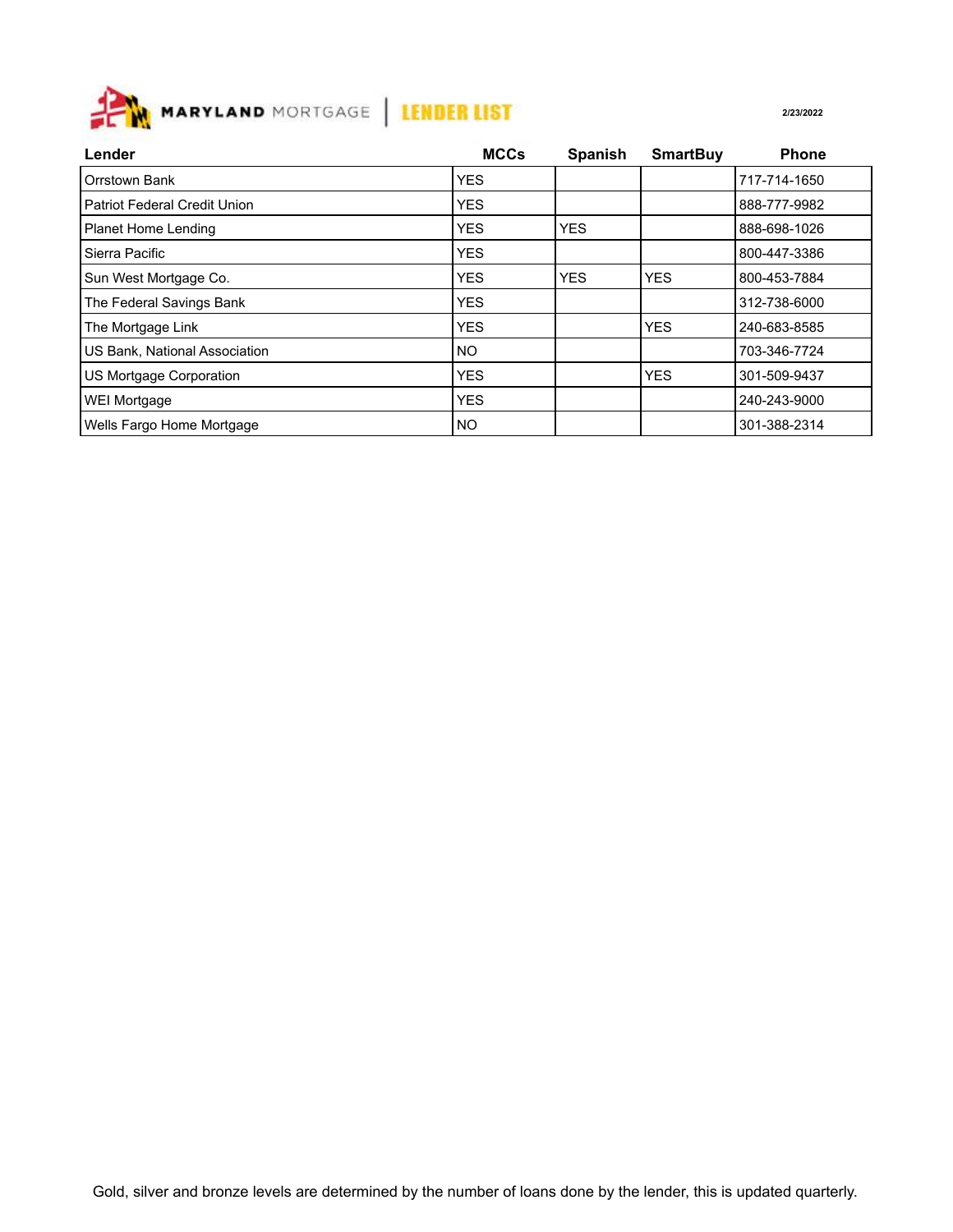MARYLAND MORTGAGE | LENDER LIST

2/23/2022

| Lender | MCCs | Spanish | SmartBuy | Phone |
|---|---|---|---|---|
| Orrstown Bank | YES | | | 717-714-1650 |
| Patriot Federal Credit Union | YES | | | 888-777-9982 |
| Planet Home Lending | YES | YES | | 888-698-1026 |
| Sierra Pacific | YES | | | 800-447-3386 |
| Sun West Mortgage Co. | YES | YES | YES | 800-453-7884 |
| The Federal Savings Bank | YES | | | 312-738-6000 |
| The Mortgage Link | YES | | YES | 240-683-8585 |
| US Bank, National Association | NO | | | 703-346-7724 |
| US Mortgage Corporation | YES | | YES | 301-509-9437 |
| WEI Mortgage | YES | | | 240-243-9000 |
| Wells Fargo Home Mortgage | NO | | | 301-388-2314 |

Gold, silver and bronze levels are determined by the number of loans done by the lender, this is updated quarterly.